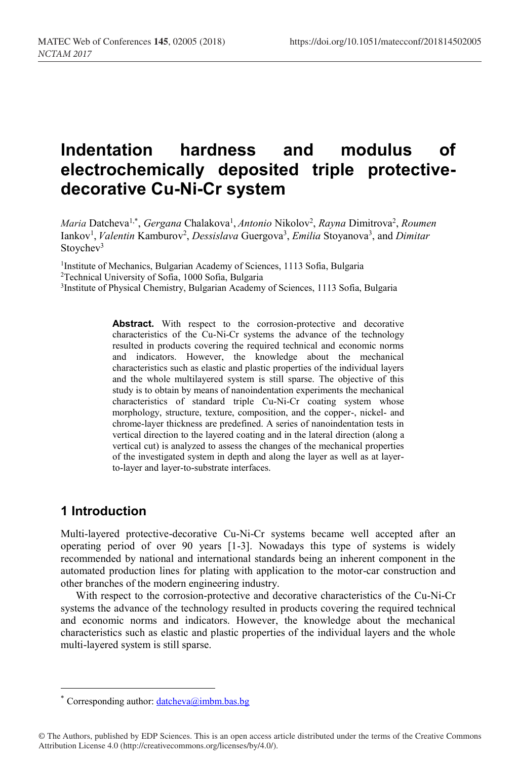# Indentation hardness and modulus of electrochemically deposited triple protective-decorative Cu-Ni-Cr system

*Maria* Datcheva[1,*], *Gergana* Chalakova[1], *Antonio* Nikolov[2], *Rayna* Dimitrova[2], *Roumen* Iankov[1], *Valentin* Kamburov[2], *Dessislava* Guergova[3], *Emilia* Stoyanova[3], and *Dimitar* Stoychev[3]

[1]Institute of Mechanics, Bulgarian Academy of Sciences, 1113 Sofia, Bulgaria
[2]Technical University of Sofia, 1000 Sofia, Bulgaria
[3]Institute of Physical Chemistry, Bulgarian Academy of Sciences, 1113 Sofia, Bulgaria

**Abstract.** With respect to the corrosion-protective and decorative characteristics of the Cu-Ni-Cr systems the advance of the technology resulted in products covering the required technical and economic norms and indicators. However, the knowledge about the mechanical characteristics such as elastic and plastic properties of the individual layers and the whole multilayered system is still sparse. The objective of this study is to obtain by means of nanoindentation experiments the mechanical characteristics of standard triple Cu-Ni-Cr coating system whose morphology, structure, texture, composition, and the copper-, nickel- and chrome-layer thickness are predefined. A series of nanoindentation tests in vertical direction to the layered coating and in the lateral direction (along a vertical cut) is analyzed to assess the changes of the mechanical properties of the investigated system in depth and along the layer as well as at layer-to-layer and layer-to-substrate interfaces.

## 1 Introduction

Multi-layered protective-decorative Cu-Ni-Cr systems became well accepted after an operating period of over 90 years [1-3]. Nowadays this type of systems is widely recommended by national and international standards being an inherent component in the automated production lines for plating with application to the motor-car construction and other branches of the modern engineering industry.

With respect to the corrosion-protective and decorative characteristics of the Cu-Ni-Cr systems the advance of the technology resulted in products covering the required technical and economic norms and indicators. However, the knowledge about the mechanical characteristics such as elastic and plastic properties of the individual layers and the whole multi-layered system is still sparse.

* Corresponding author: datcheva@imbm.bas.bg

© The Authors, published by EDP Sciences. This is an open access article distributed under the terms of the Creative Commons Attribution License 4.0 (http://creativecommons.org/licenses/by/4.0/).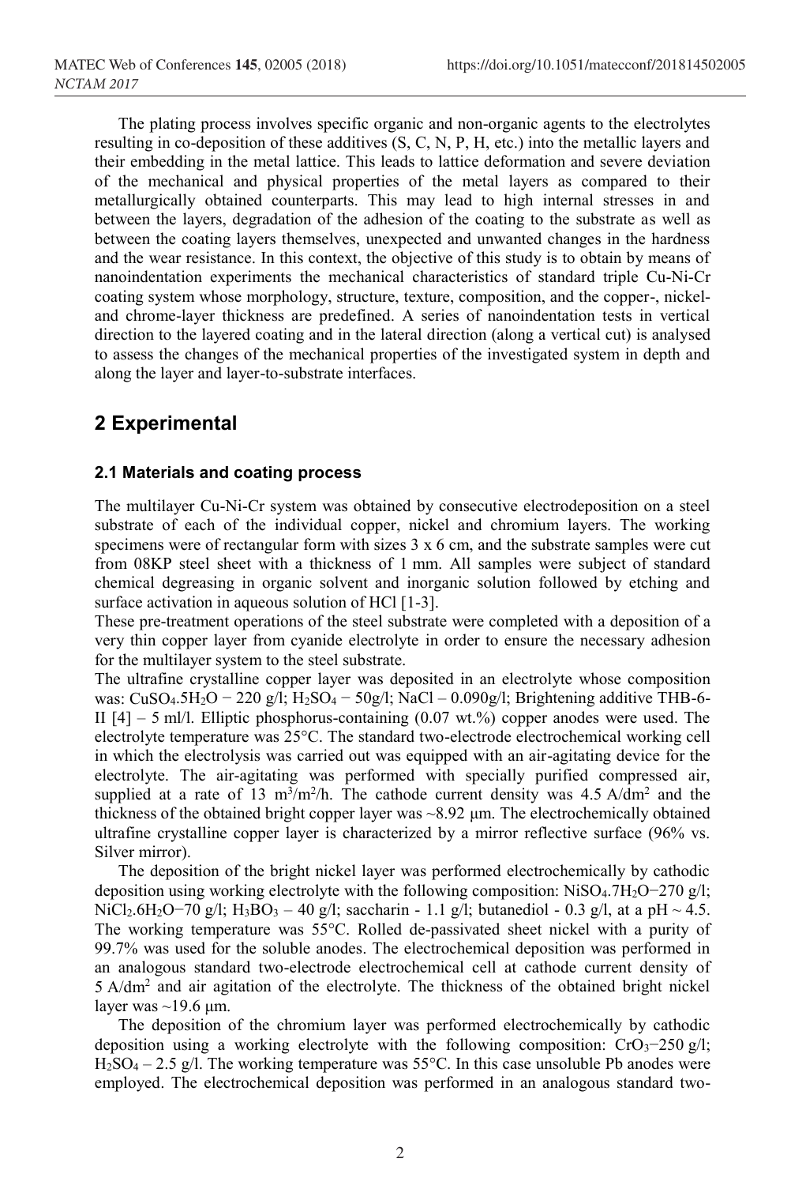The plating process involves specific organic and non-organic agents to the electrolytes resulting in co-deposition of these additives (S, C, N, P, H, etc.) into the metallic layers and their embedding in the metal lattice. This leads to lattice deformation and severe deviation of the mechanical and physical properties of the metal layers as compared to their metallurgically obtained counterparts. This may lead to high internal stresses in and between the layers, degradation of the adhesion of the coating to the substrate as well as between the coating layers themselves, unexpected and unwanted changes in the hardness and the wear resistance. In this context, the objective of this study is to obtain by means of nanoindentation experiments the mechanical characteristics of standard triple Cu-Ni-Cr coating system whose morphology, structure, texture, composition, and the copper-, nickel- and chrome-layer thickness are predefined. A series of nanoindentation tests in vertical direction to the layered coating and in the lateral direction (along a vertical cut) is analysed to assess the changes of the mechanical properties of the investigated system in depth and along the layer and layer-to-substrate interfaces.

## 2 Experimental

### 2.1 Materials and coating process

The multilayer Cu-Ni-Cr system was obtained by consecutive electrodeposition on a steel substrate of each of the individual copper, nickel and chromium layers. The working specimens were of rectangular form with sizes 3 x 6 cm, and the substrate samples were cut from 08KP steel sheet with a thickness of 1 mm. All samples were subject of standard chemical degreasing in organic solvent and inorganic solution followed by etching and surface activation in aqueous solution of HCl [1-3].

These pre-treatment operations of the steel substrate were completed with a deposition of a very thin copper layer from cyanide electrolyte in order to ensure the necessary adhesion for the multilayer system to the steel substrate.

The ultrafine crystalline copper layer was deposited in an electrolyte whose composition was: $CuSO_4.5H_2O$ − 220 g/l; $H_2SO_4$ − 50g/l; NaCl – 0.090g/l; Brightening additive THB-6-II [4] – 5 ml/l. Elliptic phosphorus-containing (0.07 wt.%) copper anodes were used. The electrolyte temperature was 25°C. The standard two-electrode electrochemical working cell in which the electrolysis was carried out was equipped with an air-agitating device for the electrolyte. The air-agitating was performed with specially purified compressed air, supplied at a rate of 13 $m^3/m^2/h$. The cathode current density was 4.5 $A/dm^2$ and the thickness of the obtained bright copper layer was ~8.92 μm. The electrochemically obtained ultrafine crystalline copper layer is characterized by a mirror reflective surface (96% vs. Silver mirror).

The deposition of the bright nickel layer was performed electrochemically by cathodic deposition using working electrolyte with the following composition: $NiSO_4.7H_2O$−270 g/l; $NiCl_2.6H_2O$−70 g/l; $H_3BO_3$ – 40 g/l; saccharin - 1.1 g/l; butanediol - 0.3 g/l, at a pH ~ 4.5. The working temperature was 55°C. Rolled de-passivated sheet nickel with a purity of 99.7% was used for the soluble anodes. The electrochemical deposition was performed in an analogous standard two-electrode electrochemical cell at cathode current density of 5 $A/dm^2$ and air agitation of the electrolyte. The thickness of the obtained bright nickel layer was ~19.6 μm.

The deposition of the chromium layer was performed electrochemically by cathodic deposition using a working electrolyte with the following composition: $CrO_3$−250 g/l; $H_2SO_4$ – 2.5 g/l. The working temperature was 55°C. In this case unsoluble Pb anodes were employed. The electrochemical deposition was performed in an analogous standard two-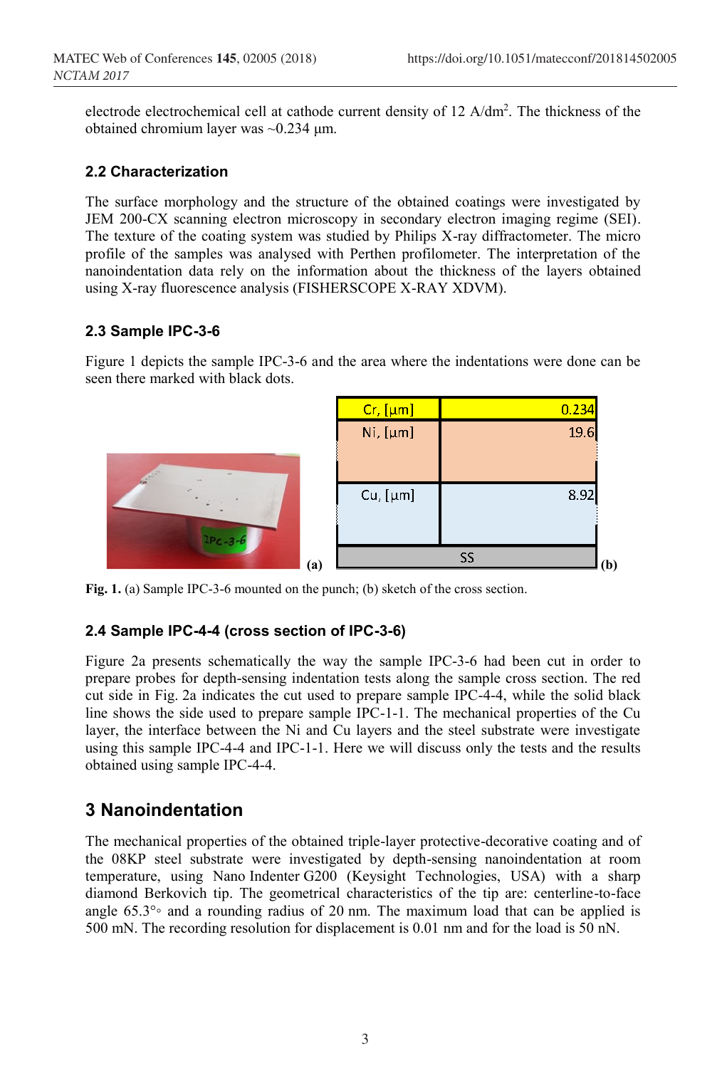electrode electrochemical cell at cathode current density of 12 A/dm$^2$. The thickness of the obtained chromium layer was ~0.234 µm.

### 2.2 Characterization

The surface morphology and the structure of the obtained coatings were investigated by JEM 200-CX scanning electron microscopy in secondary electron imaging regime (SEI). The texture of the coating system was studied by Philips X-ray diffractometer. The micro profile of the samples was analysed with Perthen profilometer. The interpretation of the nanoindentation data rely on the information about the thickness of the layers obtained using X-ray fluorescence analysis (FISHERSCOPE X-RAY XDVM).

### 2.3 Sample IPC-3-6

Figure 1 depicts the sample IPC-3-6 and the area where the indentations were done can be seen there marked with black dots.

| Cr, [µm] | 0.234 |
|---|---|
| Ni, [µm] | 19.6 |
| Cu, [µm] | 8.92 |
| SS | |

**Fig. 1.** (a) Sample IPC-3-6 mounted on the punch; (b) sketch of the cross section.

### 2.4 Sample IPC-4-4 (cross section of IPC-3-6)

Figure 2a presents schematically the way the sample IPC-3-6 had been cut in order to prepare probes for depth-sensing indentation tests along the sample cross section. The red cut side in Fig. 2a indicates the cut used to prepare sample IPC-4-4, while the solid black line shows the side used to prepare sample IPC-1-1. The mechanical properties of the Cu layer, the interface between the Ni and Cu layers and the steel substrate were investigate using this sample IPC-4-4 and IPC-1-1. Here we will discuss only the tests and the results obtained using sample IPC-4-4.

## 3 Nanoindentation

The mechanical properties of the obtained triple-layer protective-decorative coating and of the 08KP steel substrate were investigated by depth-sensing nanoindentation at room temperature, using Nano Indenter G200 (Keysight Technologies, USA) with a sharp diamond Berkovich tip. The geometrical characteristics of the tip are: centerline-to-face angle 65.3°◦ and a rounding radius of 20 nm. The maximum load that can be applied is 500 mN. The recording resolution for displacement is 0.01 nm and for the load is 50 nN.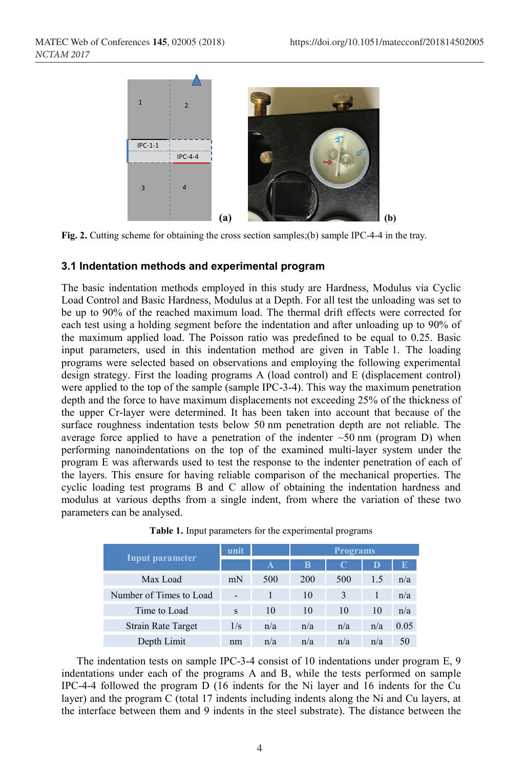Fig. 2. Cutting scheme for obtaining the cross section samples;(b) sample IPC-4-4 in the tray.

### 3.1 Indentation methods and experimental program

The basic indentation methods employed in this study are Hardness, Modulus via Cyclic Load Control and Basic Hardness, Modulus at a Depth. For all test the unloading was set to be up to 90% of the reached maximum load. The thermal drift effects were corrected for each test using a holding segment before the indentation and after unloading up to 90% of the maximum applied load. The Poisson ratio was predefined to be equal to 0.25. Basic input parameters, used in this indentation method are given in Table 1. The loading programs were selected based on observations and employing the following experimental design strategy. First the loading programs A (load control) and E (displacement control) were applied to the top of the sample (sample IPC-3-4). This way the maximum penetration depth and the force to have maximum displacements not exceeding 25% of the thickness of the upper Cr-layer were determined. It has been taken into account that because of the surface roughness indentation tests below 50 nm penetration depth are not reliable. The average force applied to have a penetration of the indenter ~50 nm (program D) when performing nanoindentations on the top of the examined multi-layer system under the program E was afterwards used to test the response to the indenter penetration of each of the layers. This ensure for having reliable comparison of the mechanical properties. The cyclic loading test programs B and C allow of obtaining the indentation hardness and modulus at various depths from a single indent, from where the variation of these two parameters can be analysed.

**Table 1.** Input parameters for the experimental programs

| Input parameter | unit | Programs | | | | |
|---|---|---|---|---|---|---|
| | | A | B | C | D | E |
| Max Load | mN | 500 | 200 | 500 | 1.5 | n/a |
| Number of Times to Load | - | 1 | 10 | 3 | 1 | n/a |
| Time to Load | s | 10 | 10 | 10 | 10 | n/a |
| Strain Rate Target | 1/s | n/a | n/a | n/a | n/a | 0.05 |
| Depth Limit | nm | n/a | n/a | n/a | n/a | 50 |

The indentation tests on sample IPC-3-4 consist of 10 indentations under program E, 9 indentations under each of the programs A and B, while the tests performed on sample IPC-4-4 followed the program D (16 indents for the Ni layer and 16 indents for the Cu layer) and the program C (total 17 indents including indents along the Ni and Cu layers, at the interface between them and 9 indents in the steel substrate). The distance between the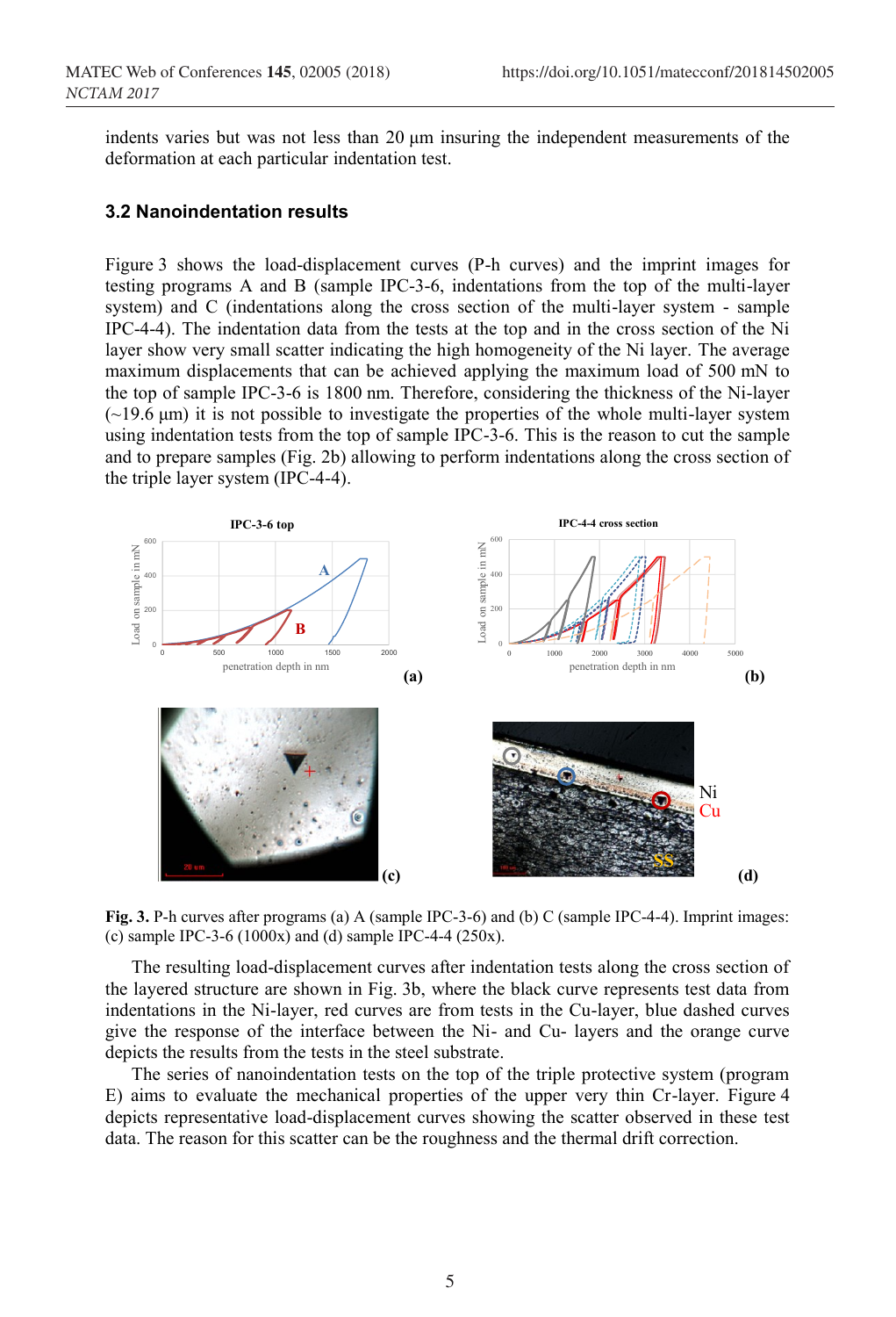indents varies but was not less than 20 μm insuring the independent measurements of the deformation at each particular indentation test.

### 3.2 Nanoindentation results

Figure 3 shows the load-displacement curves (P-h curves) and the imprint images for testing programs A and B (sample IPC-3-6, indentations from the top of the multi-layer system) and C (indentations along the cross section of the multi-layer system - sample IPC-4-4). The indentation data from the tests at the top and in the cross section of the Ni layer show very small scatter indicating the high homogeneity of the Ni layer. The average maximum displacements that can be achieved applying the maximum load of 500 mN to the top of sample IPC-3-6 is 1800 nm. Therefore, considering the thickness of the Ni-layer (~19.6 μm) it is not possible to investigate the properties of the whole multi-layer system using indentation tests from the top of sample IPC-3-6. This is the reason to cut the sample and to prepare samples (Fig. 2b) allowing to perform indentations along the cross section of the triple layer system (IPC-4-4).

**Fig. 3.** P-h curves after programs (a) A (sample IPC-3-6) and (b) C (sample IPC-4-4). Imprint images: (c) sample IPC-3-6 (1000x) and (d) sample IPC-4-4 (250x).

The resulting load-displacement curves after indentation tests along the cross section of the layered structure are shown in Fig. 3b, where the black curve represents test data from indentations in the Ni-layer, red curves are from tests in the Cu-layer, blue dashed curves give the response of the interface between the Ni- and Cu- layers and the orange curve depicts the results from the tests in the steel substrate.

The series of nanoindentation tests on the top of the triple protective system (program E) aims to evaluate the mechanical properties of the upper very thin Cr-layer. Figure 4 depicts representative load-displacement curves showing the scatter observed in these test data. The reason for this scatter can be the roughness and the thermal drift correction.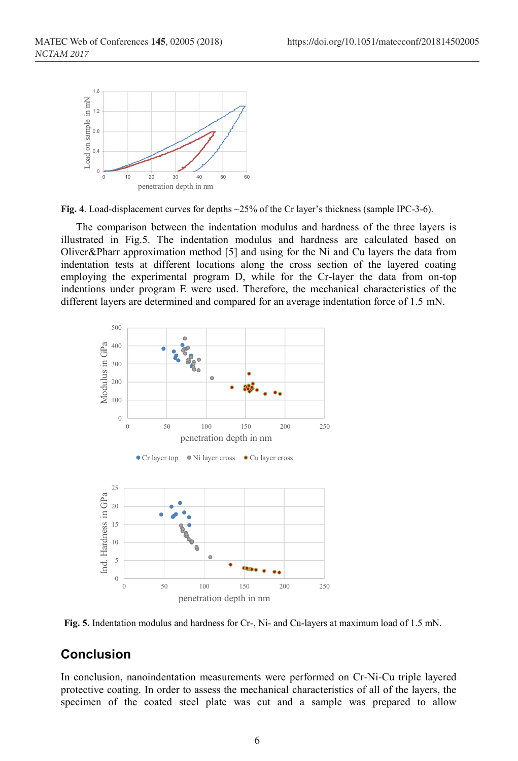**Fig. 4**. Load-displacement curves for depths ~25% of the Cr layer's thickness (sample IPC-3-6).

The comparison between the indentation modulus and hardness of the three layers is illustrated in Fig.5. The indentation modulus and hardness are calculated based on Oliver&Pharr approximation method [5] and using for the Ni and Cu layers the data from indentation tests at different locations along the cross section of the layered coating employing the experimental program D, while for the Cr-layer the data from on-top indentions under program E were used. Therefore, the mechanical characteristics of the different layers are determined and compared for an average indentation force of 1.5 mN.

**Fig. 5.** Indentation modulus and hardness for Cr-, Ni- and Cu-layers at maximum load of 1.5 mN.

## Conclusion

In conclusion, nanoindentation measurements were performed on Cr-Ni-Cu triple layered protective coating. In order to assess the mechanical characteristics of all of the layers, the specimen of the coated steel plate was cut and a sample was prepared to allow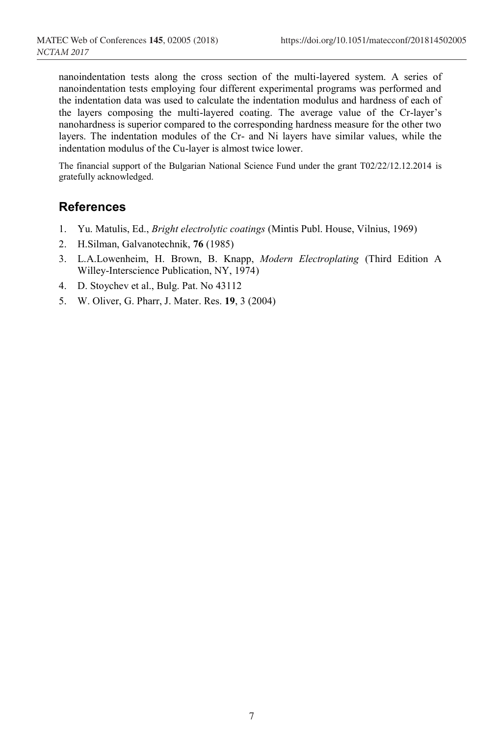nanoindentation tests along the cross section of the multi-layered system. A series of nanoindentation tests employing four different experimental programs was performed and the indentation data was used to calculate the indentation modulus and hardness of each of the layers composing the multi-layered coating. The average value of the Cr-layer's nanohardness is superior compared to the corresponding hardness measure for the other two layers. The indentation modules of the Cr- and Ni layers have similar values, while the indentation modulus of the Cu-layer is almost twice lower.

The financial support of the Bulgarian National Science Fund under the grant T02/22/12.12.2014 is gratefully acknowledged.

## References

1. Yu. Matulis, Ed., *Bright electrolytic coatings* (Mintis Publ. House, Vilnius, 1969)
2. H.Silman, Galvanotechnik, **76** (1985)
3. L.A.Lowenheim, H. Brown, B. Knapp, *Modern Electroplating* (Third Edition A Willey-Interscience Publication, NY, 1974)
4. D. Stoychev et al., Bulg. Pat. No 43112
5. W. Oliver, G. Pharr, J. Mater. Res. **19**, 3 (2004)